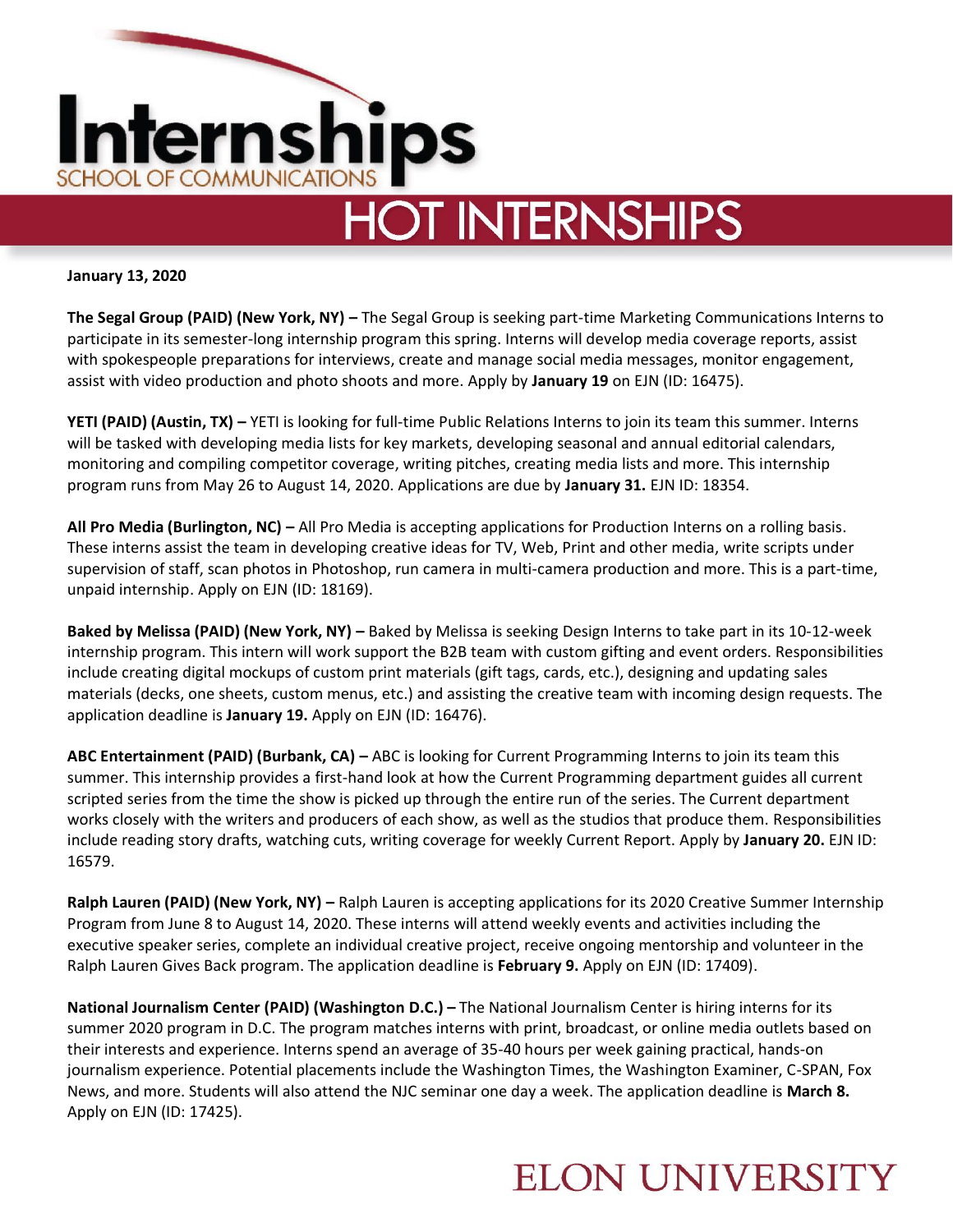# Internships

SCHOOL OF COMMUNICATIONS

## HOT INTERNSHIPS

**January 13, 2020**

**The Segal Group (PAID) (New York, NY) –** The Segal Group is seeking part-time Marketing Communications Interns to participate in its semester-long internship program this spring. Interns will develop media coverage reports, assist with spokespeople preparations for interviews, create and manage social media messages, monitor engagement, assist with video production and photo shoots and more. Apply by **January 19** on EJN (ID: 16475).

**YETI (PAID) (Austin, TX) –** YETI is looking for full-time Public Relations Interns to join its team this summer. Interns will be tasked with developing media lists for key markets, developing seasonal and annual editorial calendars, monitoring and compiling competitor coverage, writing pitches, creating media lists and more. This internship program runs from May 26 to August 14, 2020. Applications are due by **January 31.** EJN ID: 18354.

**All Pro Media (Burlington, NC) –** All Pro Media is accepting applications for Production Interns on a rolling basis. These interns assist the team in developing creative ideas for TV, Web, Print and other media, write scripts under supervision of staff, scan photos in Photoshop, run camera in multi-camera production and more. This is a part-time, unpaid internship. Apply on EJN (ID: 18169).

**Baked by Melissa (PAID) (New York, NY) –** Baked by Melissa is seeking Design Interns to take part in its 10-12-week internship program. This intern will work support the B2B team with custom gifting and event orders. Responsibilities include creating digital mockups of custom print materials (gift tags, cards, etc.), designing and updating sales materials (decks, one sheets, custom menus, etc.) and assisting the creative team with incoming design requests. The application deadline is **January 19.** Apply on EJN (ID: 16476).

**ABC Entertainment (PAID) (Burbank, CA) –** ABC is looking for Current Programming Interns to join its team this summer. This internship provides a first-hand look at how the Current Programming department guides all current scripted series from the time the show is picked up through the entire run of the series. The Current department works closely with the writers and producers of each show, as well as the studios that produce them. Responsibilities include reading story drafts, watching cuts, writing coverage for weekly Current Report. Apply by **January 20.** EJN ID: 16579.

**Ralph Lauren (PAID) (New York, NY) –** Ralph Lauren is accepting applications for its 2020 Creative Summer Internship Program from June 8 to August 14, 2020. These interns will attend weekly events and activities including the executive speaker series, complete an individual creative project, receive ongoing mentorship and volunteer in the Ralph Lauren Gives Back program. The application deadline is **February 9.** Apply on EJN (ID: 17409).

**National Journalism Center (PAID) (Washington D.C.) –** The National Journalism Center is hiring interns for its summer 2020 program in D.C. The program matches interns with print, broadcast, or online media outlets based on their interests and experience. Interns spend an average of 35-40 hours per week gaining practical, hands-on journalism experience. Potential placements include the Washington Times, the Washington Examiner, C-SPAN, Fox News, and more. Students will also attend the NJC seminar one day a week. The application deadline is **March 8.** Apply on EJN (ID: 17425).

ELON UNIVERSITY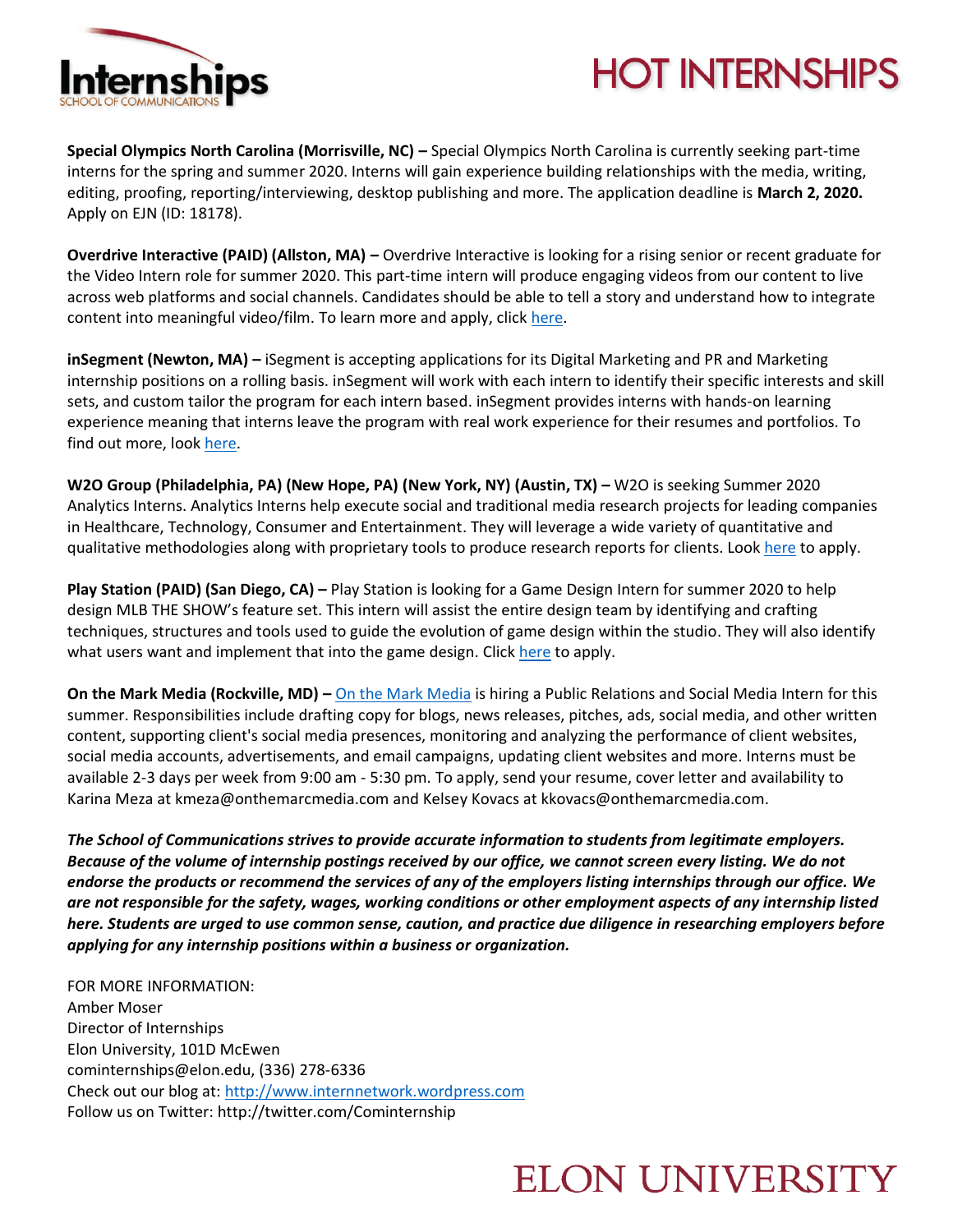**Special Olympics North Carolina (Morrisville, NC) –** Special Olympics North Carolina is currently seeking part-time interns for the spring and summer 2020. Interns will gain experience building relationships with the media, writing, editing, proofing, reporting/interviewing, desktop publishing and more. The application deadline is **March 2, 2020.** Apply on EJN (ID: 18178).

**Overdrive Interactive (PAID) (Allston, MA) –** Overdrive Interactive is looking for a rising senior or recent graduate for the Video Intern role for summer 2020. This part-time intern will produce engaging videos from our content to live across web platforms and social channels. Candidates should be able to tell a story and understand how to integrate content into meaningful video/film. To learn more and apply, click here.

**inSegment (Newton, MA) –** iSegment is accepting applications for its Digital Marketing and PR and Marketing internship positions on a rolling basis. inSegment will work with each intern to identify their specific interests and skill sets, and custom tailor the program for each intern based. inSegment provides interns with hands-on learning experience meaning that interns leave the program with real work experience for their resumes and portfolios. To find out more, look here.

**W2O Group (Philadelphia, PA) (New Hope, PA) (New York, NY) (Austin, TX) –** W2O is seeking Summer 2020 Analytics Interns. Analytics Interns help execute social and traditional media research projects for leading companies in Healthcare, Technology, Consumer and Entertainment. They will leverage a wide variety of quantitative and qualitative methodologies along with proprietary tools to produce research reports for clients. Look here to apply.

**Play Station (PAID) (San Diego, CA) –** Play Station is looking for a Game Design Intern for summer 2020 to help design MLB THE SHOW's feature set. This intern will assist the entire design team by identifying and crafting techniques, structures and tools used to guide the evolution of game design within the studio. They will also identify what users want and implement that into the game design. Click here to apply.

**On the Mark Media (Rockville, MD) –** On the Mark Media is hiring a Public Relations and Social Media Intern for this summer. Responsibilities include drafting copy for blogs, news releases, pitches, ads, social media, and other written content, supporting client's social media presences, monitoring and analyzing the performance of client websites, social media accounts, advertisements, and email campaigns, updating client websites and more. Interns must be available 2-3 days per week from 9:00 am - 5:30 pm. To apply, send your resume, cover letter and availability to Karina Meza at kmeza@onthemarcmedia.com and Kelsey Kovacs at kkovacs@onthemarcmedia.com.

***The School of Communications strives to provide accurate information to students from legitimate employers. Because of the volume of internship postings received by our office, we cannot screen every listing. We do not endorse the products or recommend the services of any of the employers listing internships through our office. We are not responsible for the safety, wages, working conditions or other employment aspects of any internship listed here. Students are urged to use common sense, caution, and practice due diligence in researching employers before applying for any internship positions within a business or organization.***

FOR MORE INFORMATION:
Amber Moser
Director of Internships
Elon University, 101D McEwen
cominternships@elon.edu, (336) 278-6336
Check out our blog at: http://www.internnetwork.wordpress.com
Follow us on Twitter: http://twitter.com/Cominternship